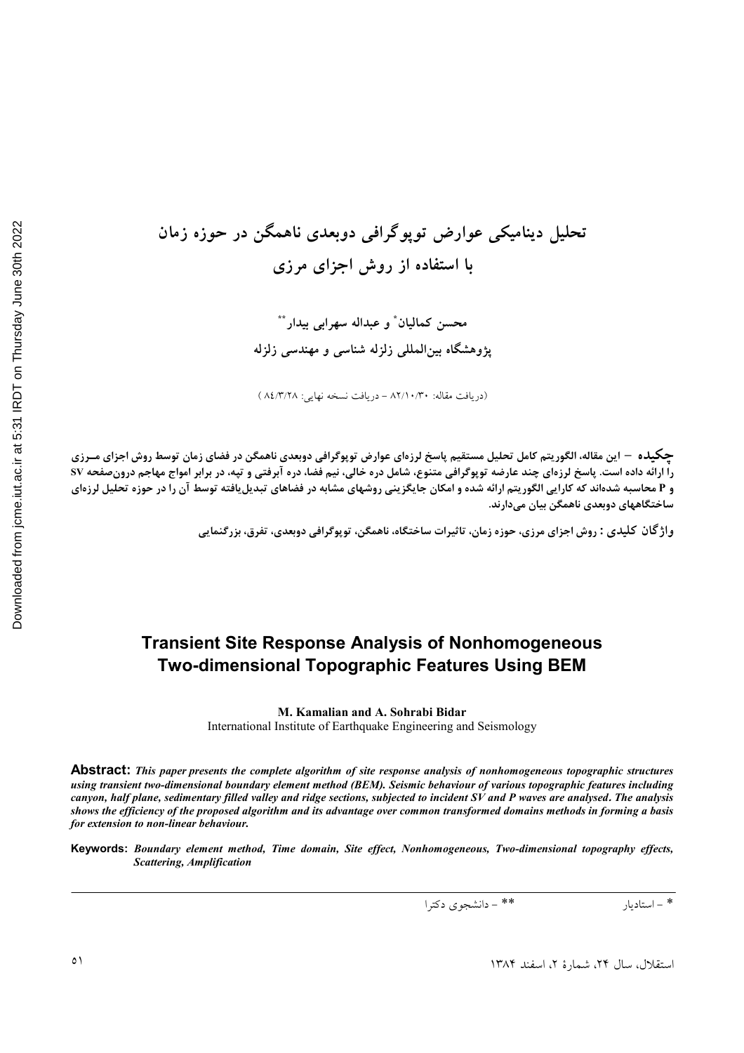# تحلیل دینامیکی عوارض توپوگرافی دوبعدی ناهمگن در حوزه زمان با استفاده از روش اجزای مرزی

**محسن کمالیان\* و عبداله سهرابی بیدار\*\***

**پژوهشگاه بین‌المللی زلزله شناسی و مهندسی زلزله**

(دریافت مقاله: ۸۲/۱۰/۳۰ – دریافت نسخه نهایی: ۸٤/۳/۲۸ )

**چکیده** – این مقاله، الگوریتم کامل تحلیل مستقیم پاسخ لرزه‌ای عوارض توپوگرافی دوبعدی ناهمگن در فضای زمان توسط روش اجزای مـرزی را ارائه داده است. پاسخ لرزه‌ای چند عارضه توپوگرافی متنوع، شامل دره خالی، نیم فضا، دره آبرفتی و تپه، در برابر امواج مهاجم درون‌صفحه SV و P محاسبه شده‌اند که کارایی الگوریتم ارائه شده و امکان جایگزینی روشهای مشابه در فضاهای تبدیل‌یافته توسط آن را در حوزه تحلیل لرزه‌ای ساختگاههای دوبعدی ناهمگن بیان می‌دارند.

**واژگان کلیدی :** روش اجزای مرزی، حوزه زمان، تاثیرات ساختگاه، ناهمگن، توپوگرافی دوبعدی، تفرق، بزرگنمایی

## Transient Site Response Analysis of Nonhomogeneous Two-dimensional Topographic Features Using BEM

**M. Kamalian and A. Sohrabi Bidar**

International Institute of Earthquake Engineering and Seismology

**Abstract:** *This paper presents the complete algorithm of site response analysis of nonhomogeneous topographic structures using transient two-dimensional boundary element method (BEM). Seismic behaviour of various topographic features including canyon, half plane, sedimentary filled valley and ridge sections, subjected to incident SV and P waves are analysed. The analysis shows the efficiency of the proposed algorithm and its advantage over common transformed domains methods in forming a basis for extension to non-linear behaviour.*

**Keywords:** *Boundary element method, Time domain, Site effect, Nonhomogeneous, Two-dimensional topography effects, Scattering, Amplification*

---

\* – استادیار &nbsp;&nbsp;&nbsp;&nbsp; \*\* – دانشجوی دکترا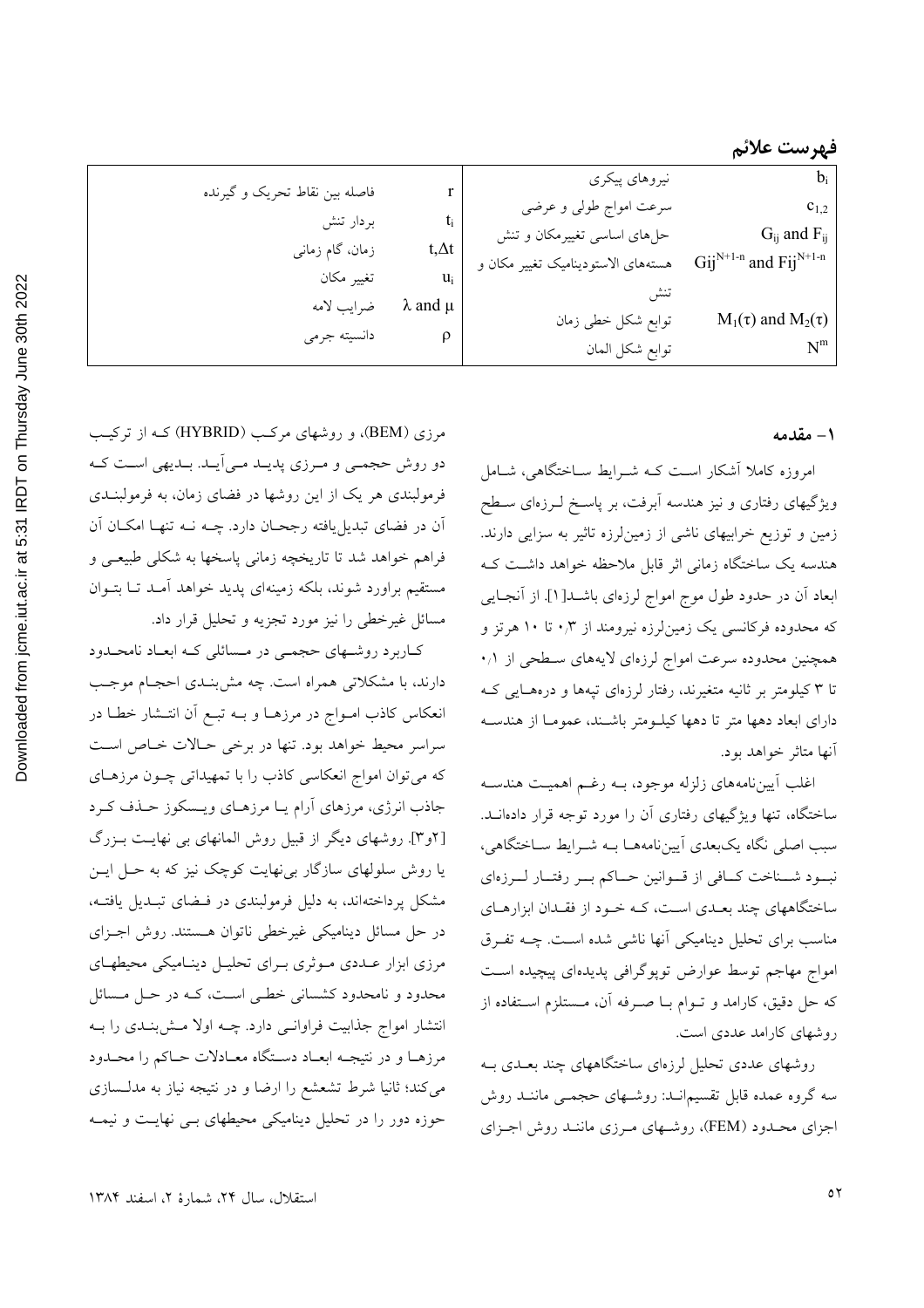## فهرست علائم

| | | | |
|---|---|---|---|
| $b_i$ | نیروهای پیکری | $r$ | فاصله بین نقاط تحریک و گیرنده |
| $c_{1,2}$ | سرعت امواج طولی و عرضی | $t_i$ | بردار تنش |
| $G_{ij}$ and $F_{ij}$ | حل‌های اساسی تغییرمکان و تنش | $t, \Delta t$ | زمان، گام زمانی |
| $Gij^{N+1-n}$ and $Fij^{N+1-n}$ | هسته‌های الاستودینامیک تغییر مکان و تنش | $u_i$ | تغییر مکان |
| $M_1(\tau)$ and $M_2(\tau)$ | توابع شکل خطی زمان | $\lambda$ and $\mu$ | ضرایب لامه |
| $N^m$ | توابع شکل المان | $\rho$ | دانسیته جرمی |

## ۱- مقدمه

امروزه کاملا آشکار است که شرایط ساختگاهی، شامل ویژگیهای رفتاری و نیز هندسه آبرفت، بر پاسخ لرزه‌ای سطح زمین و توزیع خرابیهای ناشی از زمین‌لرزه تاثیر به سزایی دارند. هندسه یک ساختگاه زمانی اثر قابل ملاحظه خواهد داشت که ابعاد آن در حدود طول موج امواج لرزه‌ای باشد[1]. از آنجایی که محدوده فرکانسی یک زمین‌لرزه نیرومند از ۰٫۳ تا ۱۰ هرتز و همچنین محدوده سرعت امواج لرزه‌ای لایه‌های سطحی از ۰٫۱ تا ۳ کیلومتر بر ثانیه متغیرند، رفتار لرزه‌ای تپه‌ها و دره‌هایی که دارای ابعاد دهها متر تا دهها کیلومتر باشند، عموما از هندسه آنها متاثر خواهد بود.

اغلب آیین‌نامه‌های زلزله موجود، به رغم اهمیت هندسه ساختگاه، تنها ویژگیهای رفتاری آن را مورد توجه قرار داده‌اند. سبب اصلی نگاه یک‌بعدی آیین‌نامه‌ها به شرایط ساختگاهی، نبود شناخت کافی از قوانین حاکم بر رفتار لرزه‌ای ساختگاههای چند بعدی است، که خود از فقدان ابزارهای مناسب برای تحلیل دینامیکی آنها ناشی شده است. چه تفرق امواج مهاجم توسط عوارض توپوگرافی پدیده‌ای پیچیده است که حل دقیق، کارامد و توام با صرفه آن، مستلزم استفاده از روشهای کارامد عددی است.

روشهای عددی تحلیل لرزه‌ای ساختگاههای چند بعدی به سه گروه عمده قابل تقسیم‌اند: روشهای حجمی مانند روش اجزای محدود (FEM)، روشهای مرزی مانند روش اجزای مرزی (BEM)، و روشهای مرکب (HYBRID) که از ترکیب دو روش حجمی و مرزی پدید می‌آید. بدیهی است که فرمولبندی هر یک از این روشها در فضای زمان، به فرمولبندی آن در فضای تبدیل‌یافته رجحان دارد. چه نه تنها امکان آن فراهم خواهد شد تا تاریخچه زمانی پاسخها به شکلی طبیعی و مستقیم براورد شوند، بلکه زمینه‌ای پدید خواهد آمد تا بتوان مسائل غیرخطی را نیز مورد تجزیه و تحلیل قرار داد.

کاربرد روشهای حجمی در مسائلی که ابعاد نامحدود دارند، با مشکلاتی همراه است. چه مش‌بندی احجام موجب انعکاس کاذب امواج در مرزها و به تبع آن انتشار خطا در سراسر محیط خواهد بود. تنها در برخی حالات خاص است که می‌توان امواج انعکاسی کاذب را با تمهیداتی چون مرزهای جاذب انرژی، مرزهای آرام یا مرزهای ویسکوز حذف کرد [۲و۳]. روشهای دیگر از قبیل روش المانهای بی نهایت بزرگ یا روش سلولهای سازگار بی‌نهایت کوچک نیز که به حل این مشکل پرداخته‌اند، به دلیل فرمولبندی در فضای تبدیل یافته، در حل مسائل دینامیکی غیرخطی ناتوان هستند. روش اجزای مرزی ابزار عددی موثری برای تحلیل دینامیکی محیطهای محدود و نامحدود کشسانی خطی است، که در حل مسائل انتشار امواج جذابیت فراوانی دارد. چه اولا مش‌بندی را به مرزها و در نتیجه ابعاد دستگاه معادلات حاکم را محدود می‌کند؛ ثانیا شرط تشعشع را ارضا و در نتیجه نیاز به مدلسازی حوزه دور را در تحلیل دینامیکی محیطهای بی نهایت و نیمه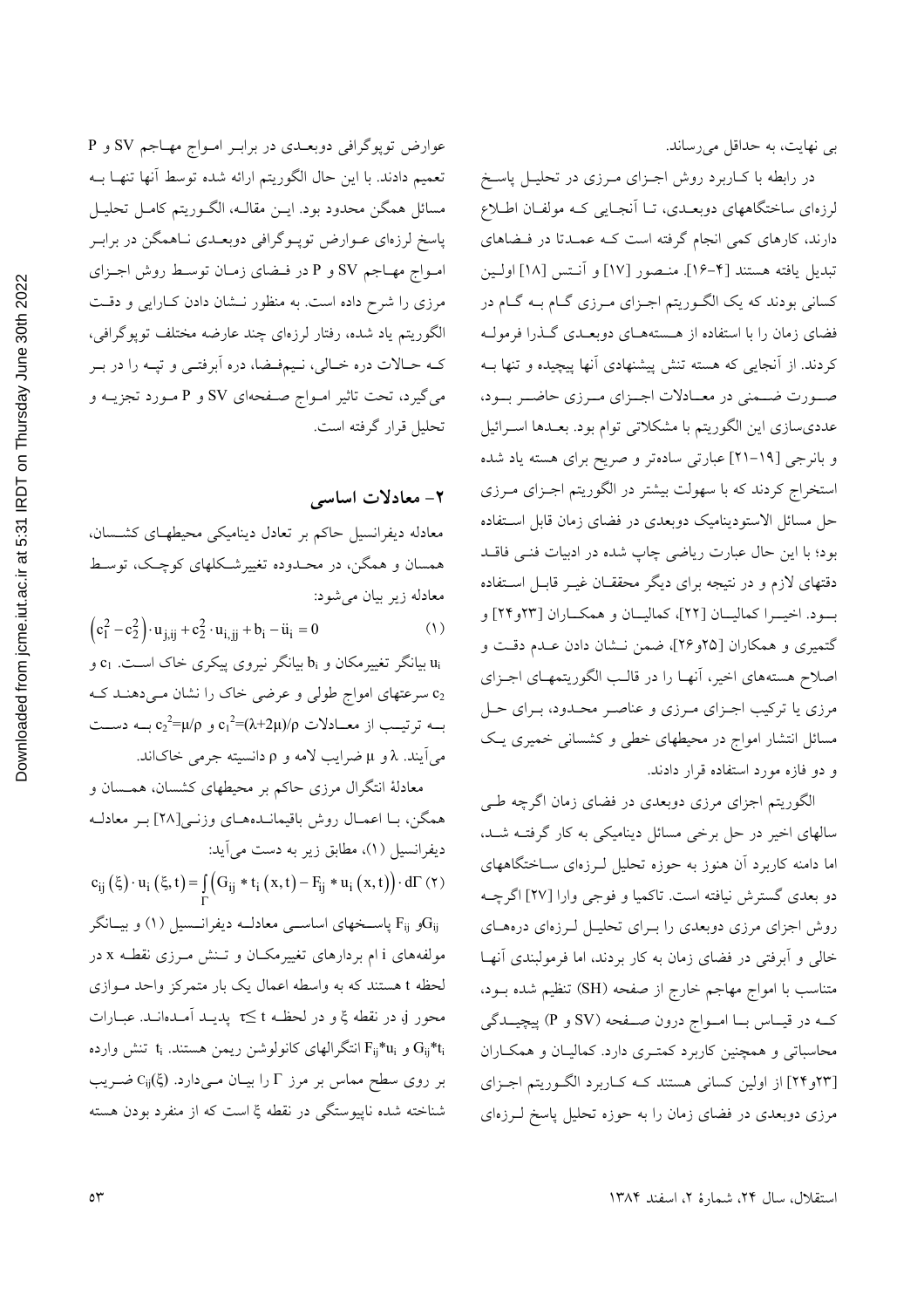بی نهایت، به حداقل می‌رساند.

در رابطه با کاربرد روش اجزای مرزی در تحلیل پاسخ لرزه‌ای ساختگاههای دوبعدی، تا آنجایی که مولفان اطلاع دارند، کارهای کمی انجام گرفته است که عمدتا در فضاهای تبدیل یافته هستند [۴-۱۶]. منصور [۱۷] و آنتس [۱۸] اولین کسانی بودند که یک الگوریتم اجزای مرزی گام به گام در فضای زمان را با استفاده از هسته‌های دوبعدی گذرا فرموله کردند. از آنجایی که هسته تنش پیشنهادی آنها پیچیده و تنها به صورت ضمنی در معادلات اجزای مرزی حاضر بود، عددی‌سازی این الگوریتم با مشکلاتی توام بود. بعدها اسرائیل و بانرجی [۱۹-۲۱] عبارتی ساده‌تر و صریح برای هسته یاد شده استخراج کردند که با سهولت بیشتر در الگوریتم اجزای مرزی حل مسائل الاستودینامیک دوبعدی در فضای زمان قابل استفاده بود؛ با این حال عبارت ریاضی چاپ شده در ادبیات فنی فاقد دقتهای لازم و در نتیجه برای دیگر محققان غیر قابل استفاده بود. اخیرا کمالیان [۲۲]، کمالیان و همکاران [۲۳و۲۴] و گتمیری و همکاران [۲۵و۲۶]، ضمن نشان دادن عدم دقت و اصلاح هسته‌های اخیر، آنها را در قالب الگوریتمهای اجزای مرزی یا ترکیب اجزای مرزی و عناصر محدود، برای حل مسائل انتشار امواج در محیطهای خطی و کشسانی خمیری یک و دو فازه مورد استفاده قرار دادند.

الگوریتم اجزای مرزی دوبعدی در فضای زمان اگرچه طی سالهای اخیر در حل برخی مسائل دینامیکی به کار گرفته شد، اما دامنه کاربرد آن هنوز به حوزه تحلیل لرزه‌ای ساختگاههای دو بعدی گسترش نیافته است. تاکمیا و فوجی وارا [۲۷] اگرچه روش اجزای مرزی دوبعدی را برای تحلیل لرزه‌ای دره‌های خالی و آبرفتی در فضای زمان به کار بردند، اما فرمولبندی آنها متناسب با امواج مهاجم خارج از صفحه (SH) تنظیم شده بود، که در قیاس با امواج درون صفحه (SV و P) پیچیدگی محاسباتی و همچنین کاربرد کمتری دارد. کمالیان و همکاران [۲۳و۲۴] از اولین کسانی هستند که کاربرد الگوریتم اجزای مرزی دوبعدی در فضای زمان را به حوزه تحلیل پاسخ لرزه‌ای عوارض توپوگرافی دوبعدی در برابر امواج مهاجم SV و P تعمیم دادند. با این حال الگوریتم ارائه شده توسط آنها تنها به مسائل همگن محدود بود. این مقاله، الگوریتم کامل تحلیل پاسخ لرزه‌ای عوارض توپوگرافی دوبعدی ناهمگن در برابر امواج مهاجم SV و P در فضای زمان توسط روش اجزای مرزی را شرح داده است. به منظور نشان دادن کارایی و دقت الگوریتم یاد شده، رفتار لرزه‌ای چند عارضه مختلف توپوگرافی، که حالات دره خالی، نیم‌فضا، دره آبرفتی و تپه را در بر می‌گیرد، تحت تاثیر امواج صفحه‌ای SV و P مورد تجزیه و تحلیل قرار گرفته است.

## ۲- معادلات اساسی

معادله دیفرانسیل حاکم بر تعادل دینامیکی محیطهای کشسان، همسان و همگن، در محدوده تغییرشکلهای کوچک، توسط معادله زیر بیان می‌شود:

$$\left(c_1^2 - c_2^2\right) \cdot u_{j,ij} + c_2^2 \cdot u_{i,jj} + b_i - \ddot{u}_i = 0 \qquad (1)$$

$u_i$ بیانگر تغییرمکان و $b_i$ بیانگر نیروی پیکری خاک است. $c_1$ و $c_2$ سرعتهای امواج طولی و عرضی خاک را نشان می‌دهند که به ترتیب از معادلات $c_1^2=(\lambda+2\mu)/\rho$ و $c_2^2=\mu/\rho$ به دست می‌آیند. $\lambda$ و $\mu$ ضرایب لامه و $\rho$ دانسیته جرمی خاک‌اند.

معادلهٔ انتگرال مرزی حاکم بر محیطهای کشسان، همسان و همگن، با اعمال روش باقیمانده‌های وزنی [۲۸] بر معادله دیفرانسیل (۱)، مطابق زیر به دست می‌آید:

$$c_{ij}(\xi) \cdot u_i(\xi, t) = \int_{\Gamma} \left(G_{ij} * t_i(x,t) - F_{ij} * u_i(x,t)\right) \cdot d\Gamma \qquad (2)$$

$G_{ij}$ و $F_{ij}$ پاسخهای اساسی معادله دیفرانسیل (۱) و بیانگر مولفه‌های i ام بردارهای تغییرمکان و تنش مرزی نقطه x در لحظه t هستند که به واسطه اعمال یک بار متمرکز واحد موازی محور j در نقطه $\xi$ و در لحظه $\tau \leq t$ پدید آمده‌اند. عبارات $G_{ij}*t_i$ و $F_{ij}*u_i$ انتگرالهای کانولوشن ریمن هستند. $t_i$ تنش وارده بر روی سطح مماس بر مرز $\Gamma$ را بیان می‌دارد. $c_{ij}(\xi)$ ضریب شناخته شده ناپیوستگی در نقطه $\xi$ است که از منفرد بودن هسته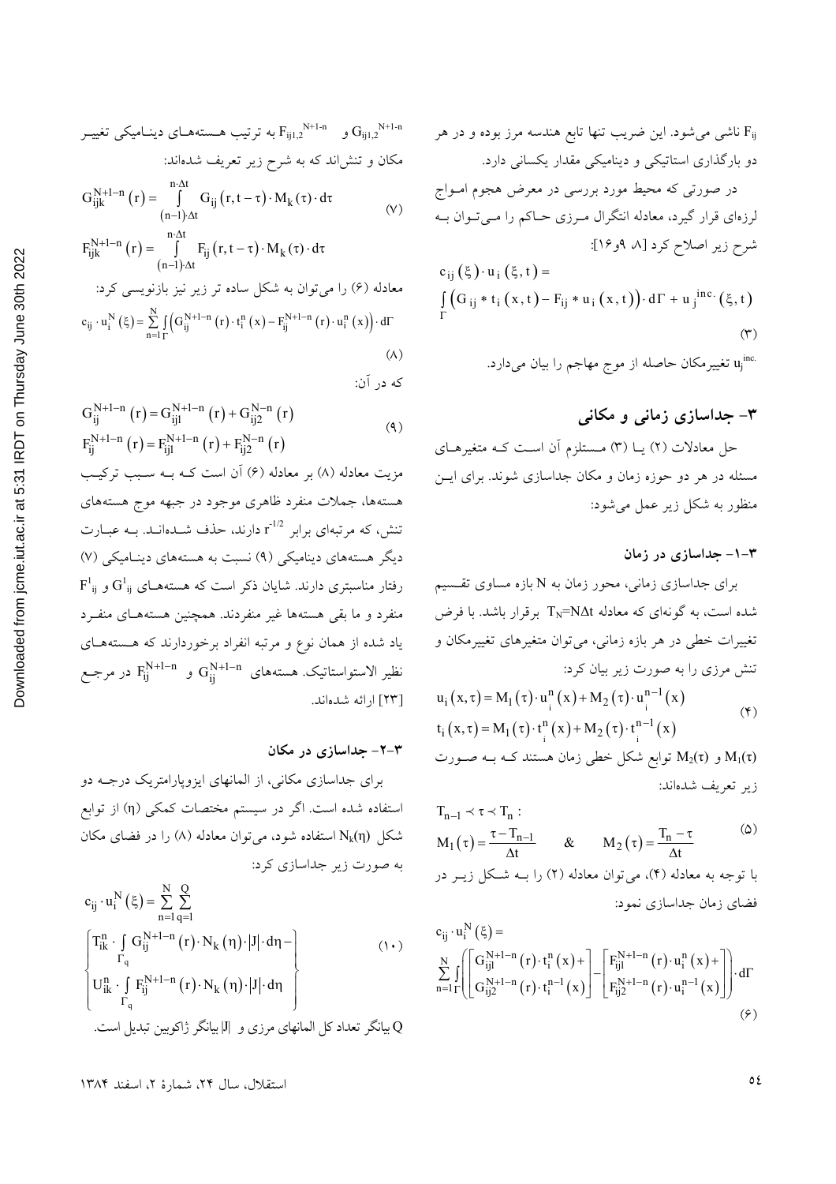$F_{ij}$ ناشی می‌شود. این ضریب تنها تابع هندسه مرز بوده و در هر دو بارگذاری استاتیکی و دینامیکی مقدار یکسانی دارد.

در صورتی که محیط مورد بررسی در معرض هجوم امواج لرزه‌ای قرار گیرد، معادله انتگرال مرزی حاکم را می‌توان به شرح زیر اصلاح کرد [۸، ۹و۱۶]:

$$c_{ij}(\xi)\cdot u_i(\xi,t) = \int_{\Gamma}\left(G_{ij} * t_i(x,t) - F_{ij} * u_i(x,t)\right)\cdot d\Gamma + u_j^{inc.}(\xi,t) \tag{۳}$$

$u_j^{inc.}$ تغییرمکان حاصله از موج مهاجم را بیان می‌دارد.

## ۳- جداسازی زمانی و مکانی

حل معادلات (۲) یا (۳) مستلزم آن است که متغیرهای مسئله در هر دو حوزه زمان و مکان جداسازی شوند. برای این منظور به شکل زیر عمل می‌شود:

### ۳-۱- جداسازی در زمان

برای جداسازی زمانی، محور زمان به N بازه مساوی تقسیم شده است، به گونه‌ای که معادله $T_N=N\Delta t$ برقرار باشد. با فرض تغییرات خطی در هر بازه زمانی، می‌توان متغیرهای تغییرمکان و تنش مرزی را به صورت زیر بیان کرد:

$$\begin{aligned} u_i(x,\tau) &= M_1(\tau)\cdot u_i^n(x) + M_2(\tau)\cdot u_i^{n-1}(x) \\ t_i(x,\tau) &= M_1(\tau)\cdot t_i^n(x) + M_2(\tau)\cdot t_i^{n-1}(x) \end{aligned} \tag{۴}$$

$M_1(\tau)$ و $M_2(\tau)$ توابع شکل خطی زمان هستند که به صورت زیر تعریف شده‌اند:

$$T_{n-1} \prec \tau \prec T_n : \qquad M_1(\tau) = \frac{\tau - T_{n-1}}{\Delta t} \quad \& \quad M_2(\tau) = \frac{T_n - \tau}{\Delta t} \tag{۵}$$

با توجه به معادله (۴)، می‌توان معادله (۲) را به شکل زیر در فضای زمان جداسازی نمود:

$$c_{ij}\cdot u_i^N(\xi) = \sum_{n=1}^{N}\int_{\Gamma}\left(\begin{bmatrix} G_{ij1}^{N+1-n}(r)\cdot t_i^n(x) + \\ G_{ij2}^{N+1-n}(r)\cdot t_i^{n-1}(x) \end{bmatrix} - \begin{bmatrix} F_{ij1}^{N+1-n}(r)\cdot u_i^n(x) + \\ F_{ij2}^{N+1-n}(r)\cdot u_i^{n-1}(x) \end{bmatrix}\right)\cdot d\Gamma \tag{۶}$$

$G_{ij1,2}^{N+1-n}$ و $F_{ij1,2}^{N+1-n}$ به ترتیب هسته‌های دینامیکی تغییر مکان و تنش‌اند که به شرح زیر تعریف شده‌اند:

$$\begin{aligned} G_{ijk}^{N+1-n}(r) &= \int_{(n-1)\cdot\Delta t}^{n\cdot\Delta t} G_{ij}(r,t-\tau)\cdot M_k(\tau)\cdot d\tau \\ F_{ijk}^{N+1-n}(r) &= \int_{(n-1)\cdot\Delta t}^{n\cdot\Delta t} F_{ij}(r,t-\tau)\cdot M_k(\tau)\cdot d\tau \end{aligned} \tag{۷}$$

معادله (۶) را می‌توان به شکل ساده تر زیر نیز بازنویسی کرد:

$$c_{ij}\cdot u_i^N(\xi) = \sum_{n=1}^{N}\int_{\Gamma}\left(G_{ij}^{N+1-n}(r)\cdot t_i^n(x) - F_{ij}^{N+1-n}(r)\cdot u_i^n(x)\right)\cdot d\Gamma \tag{۸}$$

که در آن:

$$\begin{aligned} G_{ij}^{N+1-n}(r) &= G_{ij1}^{N+1-n}(r) + G_{ij2}^{N-n}(r) \\ F_{ij}^{N+1-n}(r) &= F_{ij1}^{N+1-n}(r) + F_{ij2}^{N-n}(r) \end{aligned} \tag{۹}$$

مزیت معادله (۸) بر معادله (۶) آن است که به سبب ترکیب هسته‌ها، جملات منفرد ظاهری موجود در جبهه موج هسته‌های تنش، که مرتبه‌ای برابر $r^{-1/2}$ دارند، حذف شده‌اند. به عبارت دیگر هسته‌های دینامیکی (۹) نسبت به هسته‌های دینامیکی (۷) رفتار مناسبتری دارند. شایان ذکر است که هسته‌های $G^1_{ij}$ و $F^1_{ij}$ منفرد و ما بقی هسته‌ها غیر منفردند. همچنین هسته‌های منفرد یاد شده از همان نوع و مرتبه انفراد برخوردارند که هسته‌های نظیر الاستواستاتیک. هسته‌های $G_{ij}^{N+1-n}$ و $F_{ij}^{N+1-n}$ در مرجع [۲۳] ارائه شده‌اند.

### ۳-۲- جداسازی در مکان

برای جداسازی مکانی، از المانهای ایزوپارامتریک درجه دو استفاده شده است. اگر در سیستم مختصات کمکی $(\eta)$ از توابع شکل $N_k(\eta)$ استفاده شود، می‌توان معادله (۸) را در فضای مکان به صورت زیر جداسازی کرد:

$$c_{ij}\cdot u_i^N(\xi) = \sum_{n=1}^{N}\sum_{q=1}^{Q}\left\{\begin{aligned} &T_{ik}^n\cdot\int_{\Gamma_q} G_{ij}^{N+1-n}(r)\cdot N_k(\eta)\cdot|J|\cdot d\eta - \\ &U_{ik}^n\cdot\int_{\Gamma_q} F_{ij}^{N+1-n}(r)\cdot N_k(\eta)\cdot|J|\cdot d\eta \end{aligned}\right\} \tag{۱۰}$$

Q بیانگر تعداد کل المانهای مرزی و $|J|$ بیانگر ژاکوبین تبدیل است.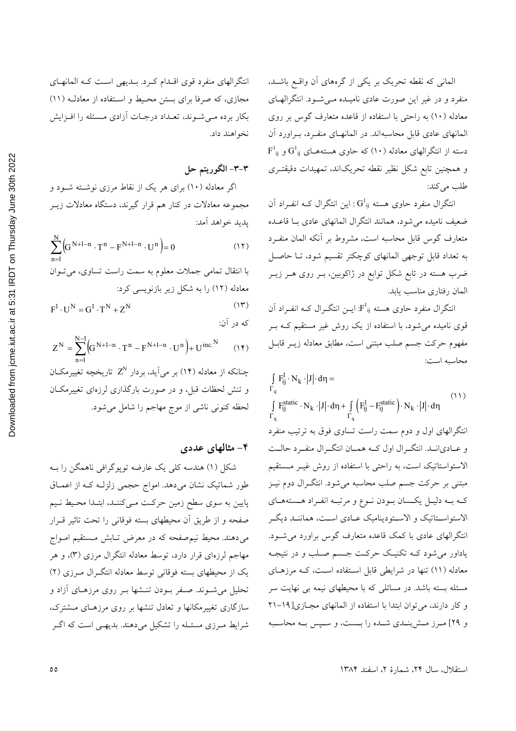المانی که نقطه تحریک بر یکی از گرههای آن واقع باشد، منفرد و در غیر این صورت عادی نامیده می‌شود. انتگرالهای معادله (۱۰) به راحتی با استفاده از قاعده متعارف گوس بر روی المانهای عادی قابل محاسبه‌اند. در المانهای منفرد، براورد آن دسته از انتگرالهای معادله (۱۰) که حاوی هسته‌های $G^1_{ij}$ و $F^1_{ij}$ و همچنین تابع شکل نظیر نقطه تحریک‌اند، تمهیدات دقیقتری طلب می‌کند:

انتگرال منفرد حاوی هسته $G^1_{ij}$ : این انتگرال که انفراد آن ضعیف نامیده می‌شود، همانند انتگرال المانهای عادی با قاعده متعارف گوس قابل محاسبه است، مشروط بر آنکه المان منفرد به تعداد قابل توجهی المانهای کوچکتر تقسیم شود، تا حاصل ضرب هسته در تابع شکل توابع در ژاکوبین، بر روی هر زیر المان رفتاری مناسب یابد.

انتگرال منفرد حاوی هسته $F^1_{ij}$: این انتگرال که انفراد آن قوی نامیده می‌شود، با استفاده از یک روش غیر مستقیم که بر مفهوم حرکت جسم صلب مبتنی است، مطابق معادله زیر قابل محاسبه است:

$$\int_{\Gamma_q} F^1_{ij} \cdot N_k \cdot |J| \cdot d\eta = \int_{\Gamma_q} F^{static}_{ij} \cdot N_k \cdot |J| \cdot d\eta + \int_{\Gamma_q} \left(F^1_{ij} - F^{static}_{ij}\right) \cdot N_k \cdot |J| \cdot d\eta \qquad (۱۱)$$

انتگرالهای اول و دوم سمت راست تساوی فوق به ترتیب منفرد و عادی‌اند. انتگرال اول که همان انتگرال منفرد حالت الاستواستاتیک است، به راحتی با استفاده از روش غیر مستقیم مبتنی بر حرکت جسم صلب محاسبه می‌شود. انتگرال دوم نیز که به دلیل یکسان بودن نوع و مرتبه انفراد هسته‌های الاستواستاتیک و الاستودینامیک عادی است، همانند دیگر انتگرالهای عادی با کمک قاعده متعارف گوس براورد می‌شود. یادآور می‌شود که تکنیک حرکت جسم صلب و در نتیجه معادله (۱۱) تنها در شرایطی قابل استفاده است، که مرزهای مسئله بسته باشد. در مسائلی که با محیطهای نیمه بی نهایت سر و کار دارند، می‌توان ابتدا با استفاده از المانهای مجازی[۱۹-۲۱ و ۲۹] مرز مش‌بندی شده را بست، و سپس به محاسبه انتگرالهای منفرد قوی اقدام کرد. بدیهی است که المانهای مجازی، که صرفا برای بستن محیط و استفاده از معادله (۱۱) بکار برده می‌شوند، تعداد درجات آزادی مسئله را افزایش نخواهند داد.

### ۳-۳- الگوریتم حل

اگر معادله (۱۰) برای هر یک از نقاط مرزی نوشته شود و مجموعه معادلات در کنار هم قرار گیرند، دستگاه معادلات زیر پدید خواهد آمد:

$$\sum_{n=1}^{N} \left(G^{N+1-n} \cdot T^n - F^{N+1-n} \cdot U^n\right) = 0 \qquad (۱۲)$$

با انتقال تمامی جملات معلوم به سمت راست تساوی، می‌توان معادله (۱۲) را به شکل زیر بازنویسی کرد:

$$F^1 \cdot U^N = G^1 \cdot T^N + Z^N \qquad (۱۳)$$

که در آن:

$$Z^N = \sum_{n=1}^{N-1} \left(G^{N+1-n} \cdot T^n - F^{N+1-n} \cdot U^n\right) + U^{inc.N} \qquad (۱۴)$$

چنانکه از معادله (۱۴) بر می‌آید، بردار $Z^N$ تاریخچه تغییرمکان و تنش لحظات قبل، و در صورت بارگذاری لرزه‌ای تغییرمکان لحظه کنونی ناشی از موج مهاجم را شامل می‌شود.

## ۴- مثالهای عددی

شکل (۱) هندسه کلی یک عارضه توپوگرافی ناهمگن را به طور شماتیک نشان می‌دهد. امواج حجمی زلزله که از اعماق پایین به سوی سطح زمین حرکت می‌کنند، ابتدا محیط نیم صفحه و از طریق آن محیطهای بسته فوقانی را تحت تاثیر قرار می‌دهند. محیط نیم‌صفحه که در معرض تابش مستقیم امواج مهاجم لرزه‌ای قرار دارد، توسط معادله انتگرال مرزی (۳)، و هر یک از محیطهای بسته فوقانی توسط معادله انتگرال مرزی (۲) تحلیل می‌شوند. صفر بودن تنشها بر روی مرزهای آزاد و سازگاری تغییرمکانها و تعادل تنشها بر روی مرزهای مشترک، شرایط مرزی مسئله را تشکیل می‌دهند. بدیهی است که اگر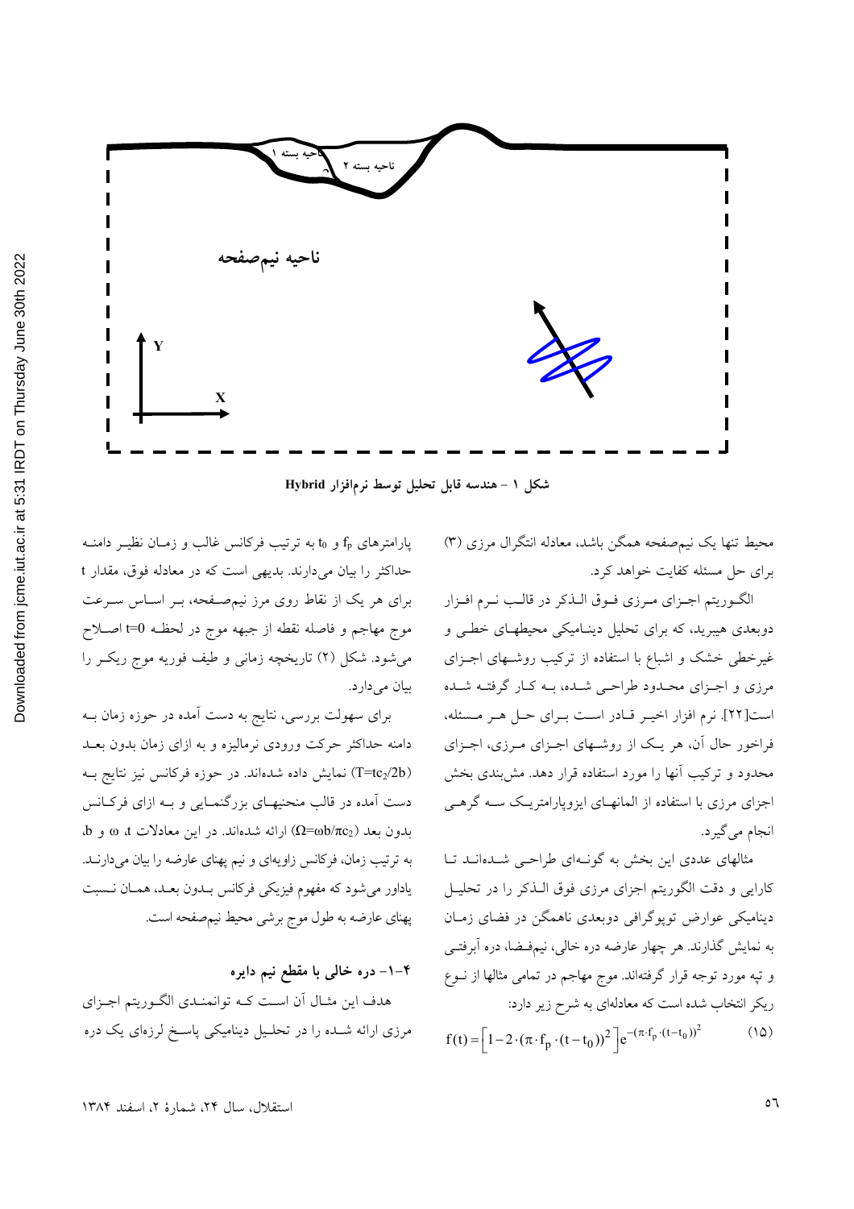شکل ۱ - هندسه قابل تحلیل توسط نرم‌افزار Hybrid

محیط تنها یک نیم‌صفحه همگن باشد، معادله انتگرال مرزی (۳) برای حل مسئله کفایت خواهد کرد.

الگوریتم اجزای مرزی فوق الذکر در قالب نرم افزار دوبعدی هیبرید، که برای تحلیل دینامیکی محیطهای خطی و غیرخطی خشک و اشباع با استفاده از ترکیب روشهای اجزای مرزی و اجزای محدود طراحی شده، به کار گرفته شده است[۲۲]. نرم افزار اخیر قادر است برای حل هر مسئله، فراخور حال آن، هر یک از روشهای اجزای مرزی، اجزای محدود و ترکیب آنها را مورد استفاده قرار دهد. مش‌بندی بخش اجزای مرزی با استفاده از المانهای ایزوپارامتریک سه گرهی انجام می‌گیرد.

مثالهای عددی این بخش به گونه‌ای طراحی شده‌اند تا کارایی و دقت الگوریتم اجزای مرزی فوق الذکر را در تحلیل دینامیکی عوارض توپوگرافی دوبعدی ناهمگن در فضای زمان به نمایش گذارند. هر چهار عارضه دره خالی، نیم‌فضا، دره آبرفتی و تپه مورد توجه قرار گرفته‌اند. موج مهاجم در تمامی مثالها از نوع ریکر انتخاب شده است که معادله‌ای به شرح زیر دارد:

$$f(t)=\left[1-2\cdot(\pi\cdot f_p\cdot(t-t_0))^2\right]e^{-(\pi\cdot f_p\cdot(t-t_0))^2} \qquad (۱۵)$$

پارامترهای $f_p$ و $t_0$ به ترتیب فرکانس غالب و زمان نظیر دامنه حداکثر را بیان می‌دارند. بدیهی است که در معادله فوق، مقدار t برای هر یک از نقاط روی مرز نیم‌صفحه، بر اساس سرعت موج مهاجم و فاصله نقطه از جبهه موج در لحظه $t=0$ اصلاح می‌شود. شکل (۲) تاریخچه زمانی و طیف فوریه موج ریکر را بیان می‌دارد.

برای سهولت بررسی، نتایج به دست آمده در حوزه زمان به دامنه حداکثر حرکت ورودی نرمالیزه و به ازای زمان بدون بعد ($T=tc_2/2b$) نمایش داده شده‌اند. در حوزه فرکانس نیز نتایج به دست آمده در قالب منحنیهای بزرگنمایی و به ازای فرکانس بدون بعد ($\Omega=\omega b/\pi c_2$) ارائه شده‌اند. در این معادلات t، ω و b، به ترتیب زمان، فرکانس زاویه‌ای و نیم پهنای عارضه را بیان می‌دارند. یادآور می‌شود که مفهوم فیزیکی فرکانس بدون بعد، همان نسبت پهنای عارضه به طول موج برشی محیط نیم‌صفحه است.

### ۴-۱- دره خالی با مقطع نیم دایره

هدف این مثال آن است که توانمندی الگوریتم اجزای مرزی ارائه شده را در تحلیل دینامیکی پاسخ لرزه‌ای یک دره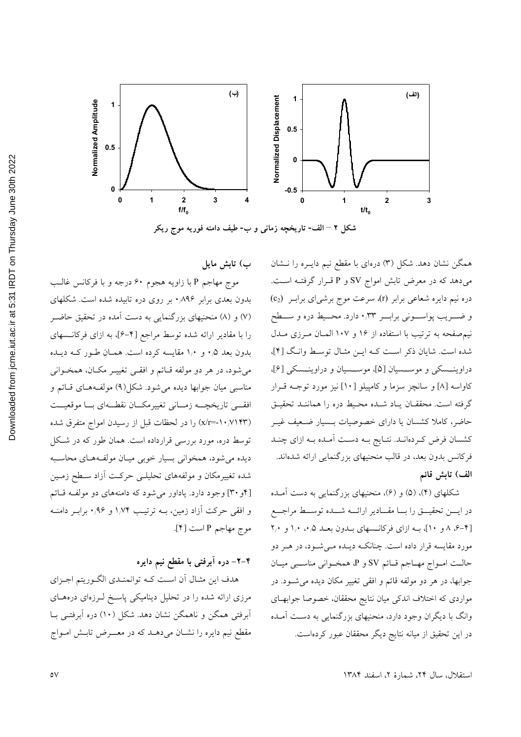شکل ۲ – الف- تاریخچه زمانی و ب- طیف دامنه فوریه موج ریکر

همگن نشان دهد. شکل (۳) دره‌ای با مقطع نیم دایره را نشان می‌دهد که در معرض تابش امواج SV و P قرار گرفته است. دره نیم دایره شعاعی برابر (r)، سرعت موج برشی‌ای برابر ($c_2$) و ضریب پواسونی برابر ۰٫۳۳ دارد. محیط دره و سطح نیم‌صفحه به ترتیب با استفاده از ۱۶ و ۱۰۷ المان مرزی مدل شده است. شایان ذکر است که این مثال توسط وانگ [۴]، دراوینسکی و موسسیان [۵]، موسسیان و دراوینسکی [۶]، کاواسه [۸] و سانچز سزما و کامپیلو [۱۰] نیز مورد توجه قرار گرفته است. محققان یاد شده محیط دره را همانند تحقیق حاضر، کاملا کشسان یا دارای خصوصیات بسیار ضعیف غیر کشسان فرض کرده‌اند. نتایج به دست آمده به ازای چند فرکانس بدون بعد، در قالب منحنیهای بزرگنمایی ارائه شده‌اند.

**الف) تابش قائم**

شکلهای (۴)، (۵) و (۶)، منحنیهای بزرگنمایی به دست آمده در این تحقیق را با مقادیر ارائه شده توسط مراجع [۴-۶، ۸ و ۱۰]، به ازای فرکانسهای بدون بعد ۰٫۵، ۱٫۰ و ۲٫۰ مورد مقایسه قرار داده است. چنانکه دیده می‌شود، در هر دو حالت امواج مهاجم قائم SV و P، همخوانی مناسبی میان جوابها، در هر دو مولفه قائم و افقی تغییر مکان دیده می‌شود. در مواردی که اختلاف اندکی میان نتایج محققان، خصوصا جوابهای وانگ با دیگران وجود دارد، منحنیهای بزرگنمایی به دست آمده در این تحقیق از میانه نتایج دیگر محققان عبور کرده‌است.

**ب) تابش مایل**

موج مهاجم P با زاویه هجوم ۶۰ درجه و با فرکانس غالب بدون بعدی برابر ۰٫۸۹۶ بر روی دره تابیده شده است. شکلهای (۷) و (۸) منحنیهای بزرگنمایی به دست آمده در تحقیق حاضر را با مقادیر ارائه شده توسط مراجع [۴-۶]، به ازای فرکانسهای بدون بعد ۰٫۵ و ۱٫۰ مقایسه کرده است. همان طور که دیده می‌شود، در هر دو مولفه قائم و افقی تغییر مکان، همخوانی مناسبی میان جوابها دیده می‌شود. شکل(۹) مولفه‌های قائم و افقی تاریخچه زمانی تغییرمکان نقطه‌ای با موقعیت (x/r=-۱۰٫۷۱۴۳) را در لحظات قبل از رسیدن امواج متفرق شده توسط دره، مورد بررسی قرارداده است. همان طور که در شکل دیده می‌شود، همخوانی بسیار خوبی میان مولفه‌های محاسبه شده تغییرمکان و مولفه‌های تحلیلی حرکت آزاد سطح زمین [۴و۳۰] وجود دارد. یاداور می‌شود که دامنه‌های دو مولفه قائم و افقی حرکت آزاد زمین، به ترتیب ۱٫۷۴ و ۰٫۹۶ برابر دامنه موج مهاجم P است [۴].

### ۴-۲- دره آبرفتی با مقطع نیم دایره

هدف این مثال آن است که توانمندی الگوریتم اجزای مرزی ارائه شده را در تحلیل دینامیکی پاسخ لرزه‌ای دره‌های آبرفتی همگن و ناهمگن نشان دهد. شکل (۱۰) دره آبرفتی با مقطع نیم دایره را نشان می‌دهد که در معرض تابش امواج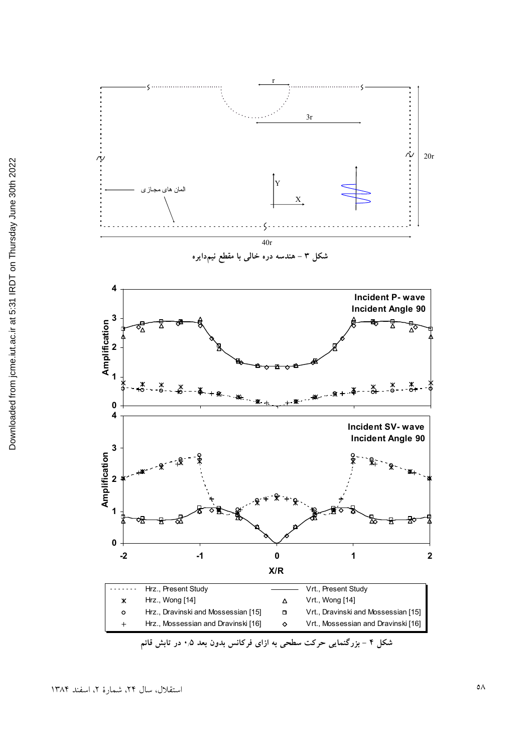شکل ۳ - هندسه دره خالی با مقطع نیم‌دایره

شکل ۴ - بزرگنمایی حرکت سطحی به ازای فرکانس بدون بعد ۰/۵ در تابش قائم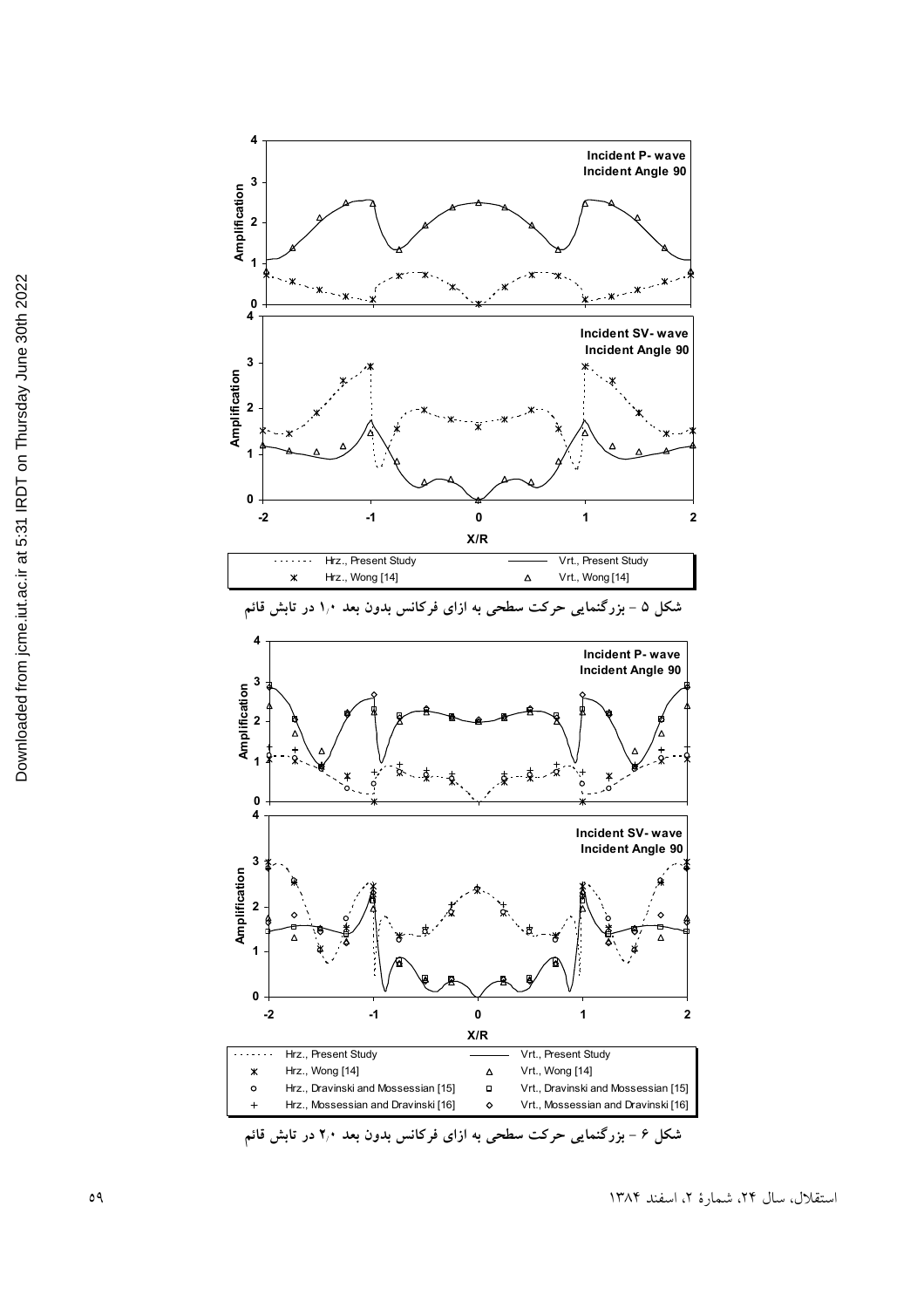شکل ۵ - بزرگنمایی حرکت سطحی به ازای فرکانس بدون بعد ۱/۰ در تابش قائم

شکل ۶ - بزرگنمایی حرکت سطحی به ازای فرکانس بدون بعد ۲/۰ در تابش قائم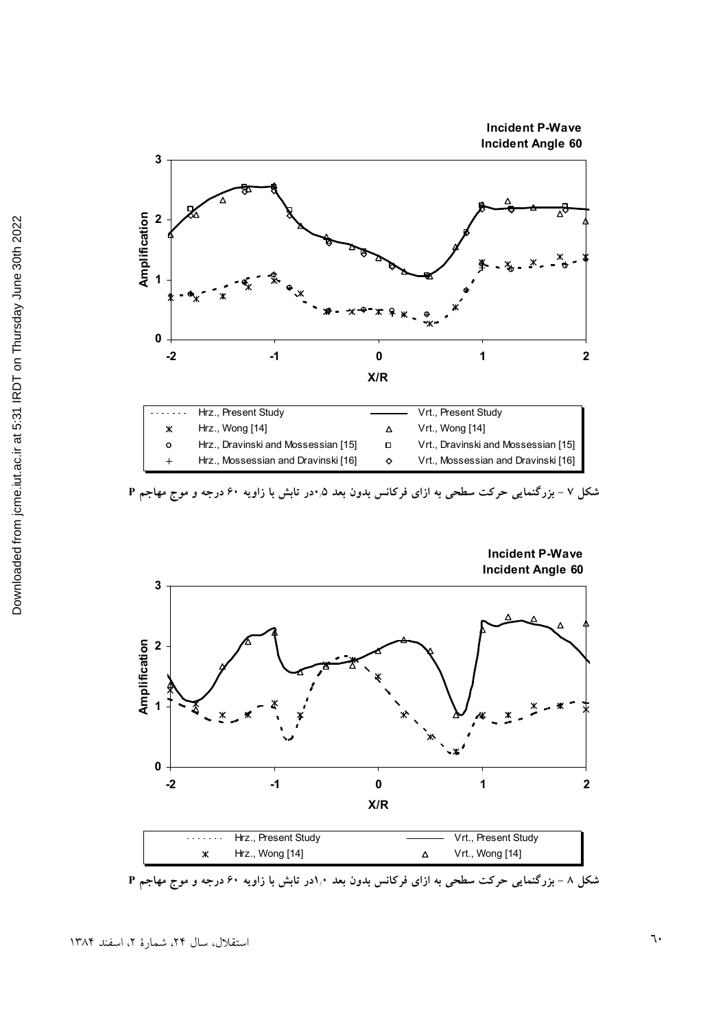Incident P-Wave
Incident Angle 60

| | | | |
|---|---|---|---|
| ······· | Hrz., Present Study | ——— | Vrt., Present Study |
| ✳ | Hrz., Wong [14] | △ | Vrt., Wong [14] |
| ○ | Hrz., Dravinski and Mossessian [15] | □ | Vrt., Dravinski and Mossessian [15] |
| + | Hrz., Mossessian and Dravinski [16] | ◇ | Vrt., Mossessian and Dravinski [16] |

شکل ۷ - بزرگنمایی حرکت سطحی به ازای فرکانس بدون بعد ۰/۵در تابش با زاویه ۶۰ درجه و موج مهاجم P

Incident P-Wave
Incident Angle 60

| | | | |
|---|---|---|---|
| ······· | Hrz., Present Study | ——— | Vrt., Present Study |
| ✳ | Hrz., Wong [14] | △ | Vrt., Wong [14] |

شکل ۸ - بزرگنمایی حرکت سطحی به ازای فرکانس بدون بعد ۱/۰در تابش با زاویه ۶۰ درجه و موج مهاجم P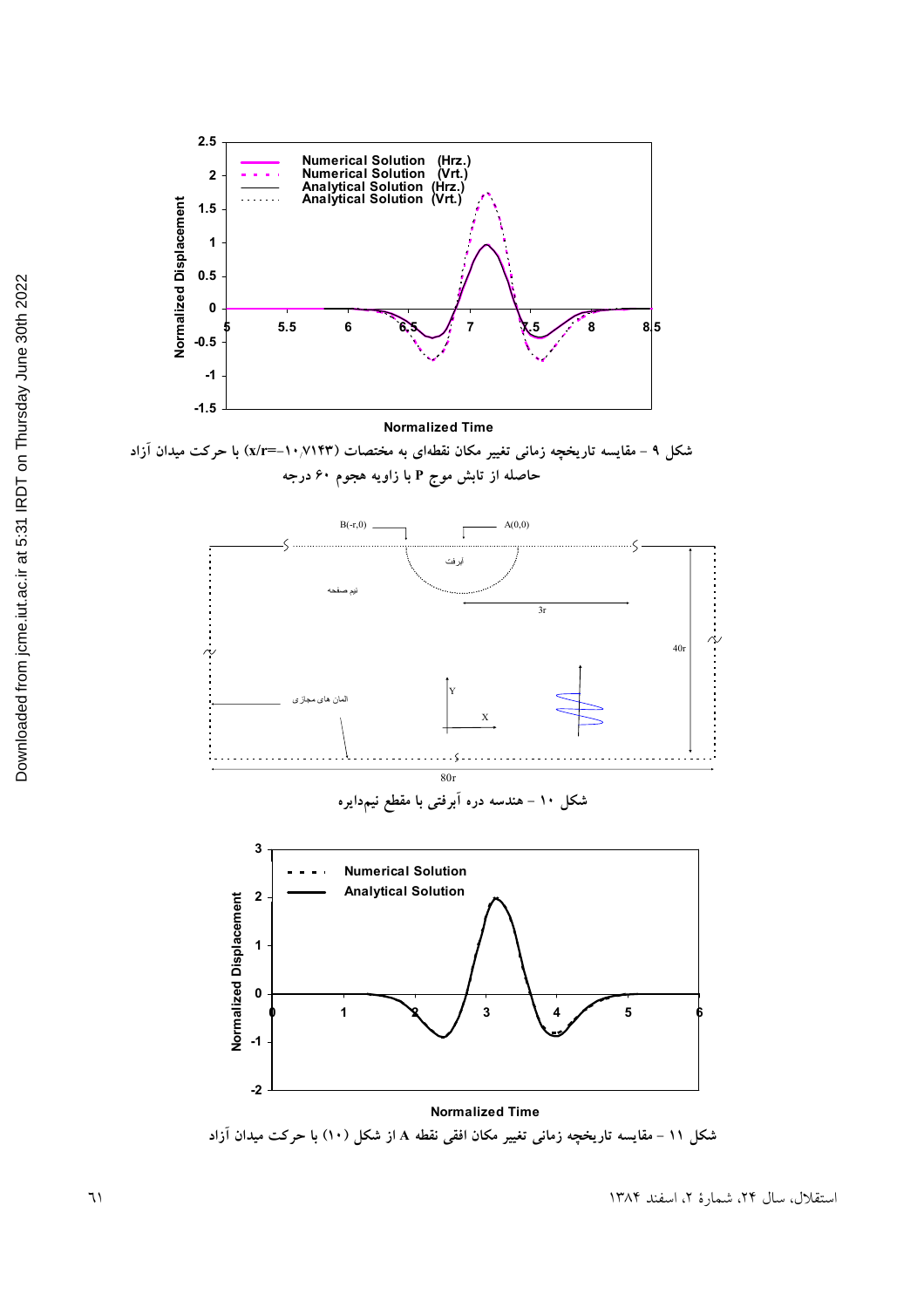شکل ۹ – مقایسه تاریخچه زمانی تغییر مکان نقطه‌ای به مختصات ($x/r=-10.7143$) با حرکت میدان آزاد حاصله از تابش موج P با زاویه هجوم ۶۰ درجه

شکل ۱۰ – هندسه دره آبرفتی با مقطع نیم‌دایره

شکل ۱۱ – مقایسه تاریخچه زمانی تغییر مکان افقی نقطه A از شکل (۱۰) با حرکت میدان آزاد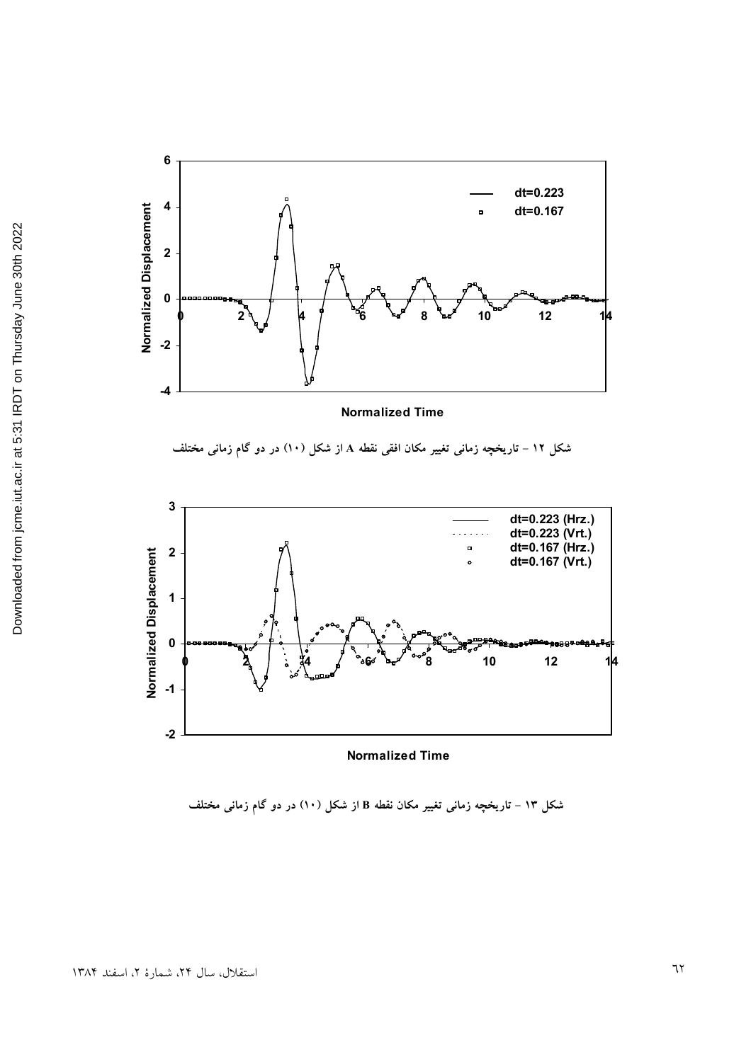شکل ۱۲ - تاریخچه زمانی تغییر مکان افقی نقطه A از شکل (۱۰) در دو گام زمانی مختلف

شکل ۱۳ - تاریخچه زمانی تغییر مکان نقطه B از شکل (۱۰) در دو گام زمانی مختلف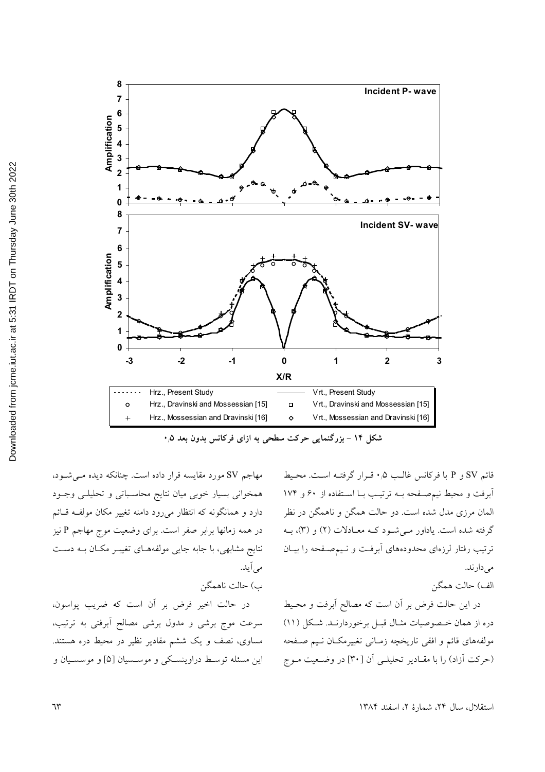شکل ۱۴ - بزرگنمایی حرکت سطحی به ازای فرکانس بدون بعد ۰٫۵

قائم SV و P با فرکانس غالب ۰٫۵ قـرار گرفتـه اسـت. محـیط آبرفت و محیط نیم‌صـفحه بـه ترتیـب بـا اسـتفاده از ۶۰ و ۱۷۴ المان مرزی مدل شده است. دو حالت همگن و ناهمگن در نظر گرفته شده است. یاداور مـی‌شـود کـه معـادلات (۲) و (۳)، بـه ترتیب رفتار لرزه‌ای محدوده‌های آبرفـت و نـیم‌صـفحه را بیـان می‌دارند.

الف) حالت همگن

در این حالت فرض بر آن است که مصالح آبرفت و محیط دره از همان خـصوصیات مثـال قبـل برخوردارنـد. شـکل (۱۱) مولفه‌های قائم و افقی تاریخچه زمـانی تغییرمکـان نـیم صـفحه (حرکت آزاد) را با مقـادیر تحلیلـی آن [۳۰] در وضـعیت مـوج مهاجم SV مورد مقایسه قرار داده است. چنانکه دیده مـی‌شـود، همخوانی بسیار خوبی میان نتایج محاسـباتی و تحلیلـی وجـود دارد و همانگونه که انتظار می‌رود دامنه تغییر مکان مولفـه قـائم در همه زمانها برابر صفر است. برای وضعیت موج مهاجم P نیز نتایج مشابهی، با جابه جایی مولفه‌هـای تغییـر مکـان بـه دسـت می‌آید.

ب) حالت ناهمگن

در حالت اخیر فرض بر آن است که ضریب پواسون، سرعت موج برشی و مدول برشی مصالح آبرفتی به ترتیب، مساوی، نصف و یک ششم مقادیر نظیر در محیط دره هستند. این مسئله توسـط دراوینسـکی و موسسـیان [۵] و موسسـیان و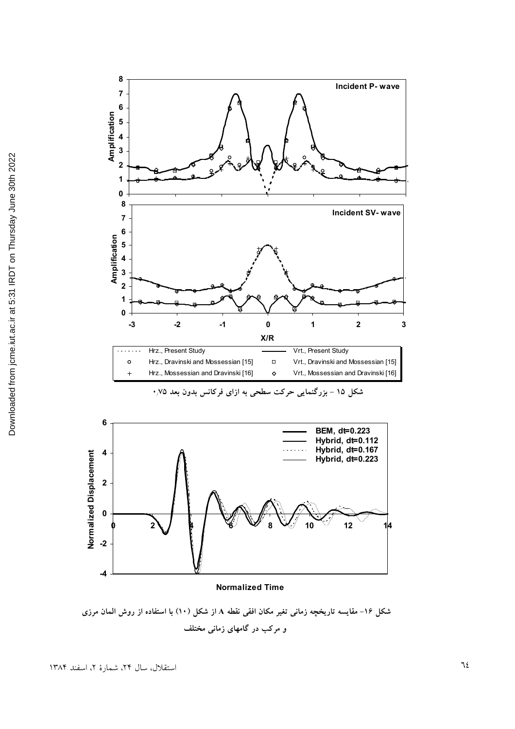شکل ۱۵ - بزرگنمایی حرکت سطحی به ازای فرکانس بدون بعد ۰/۷۵

شکل ۱۶- مقایسه تاریخچه زمانی تغیر مکان افقی نقطه A از شکل (۱۰) با استفاده از روش المان مرزی و مرکب در گامهای زمانی مختلف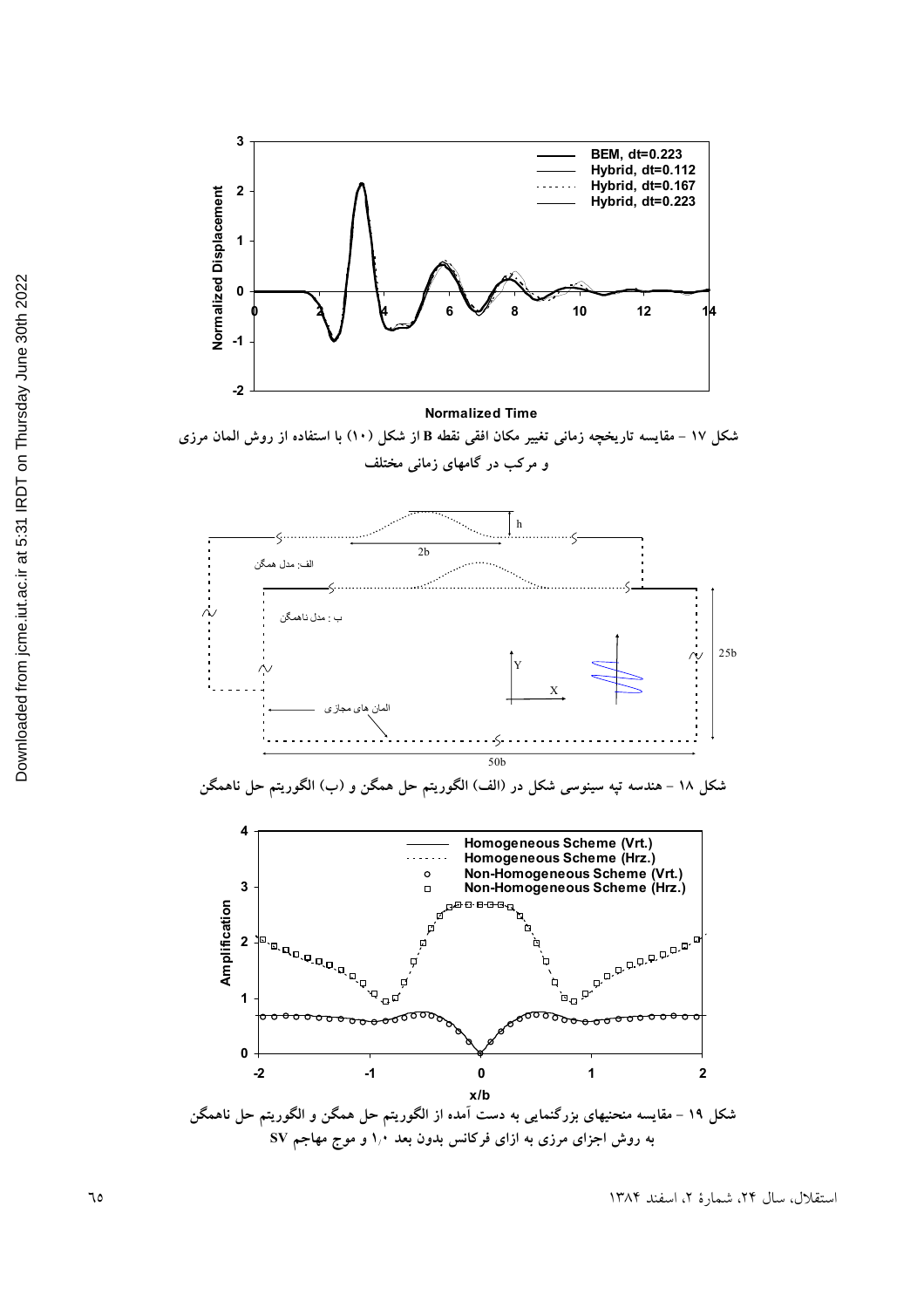شکل ۱۷ – مقایسه تاریخچه زمانی تغییر مکان افقی نقطه B از شکل (۱۰) با استفاده از روش المان مرزی و مرکب در گامهای زمانی مختلف

شکل ۱۸ – هندسه تپه سینوسی شکل در (الف) الگوریتم حل همگن و (ب) الگوریتم حل ناهمگن

شکل ۱۹ – مقایسه منحنیهای بزرگنمایی به دست آمده از الگوریتم حل همگن و الگوریتم حل ناهمگن به روش اجزای مرزی به ازای فرکانس بدون بعد ۱/۰ و موج مهاجم SV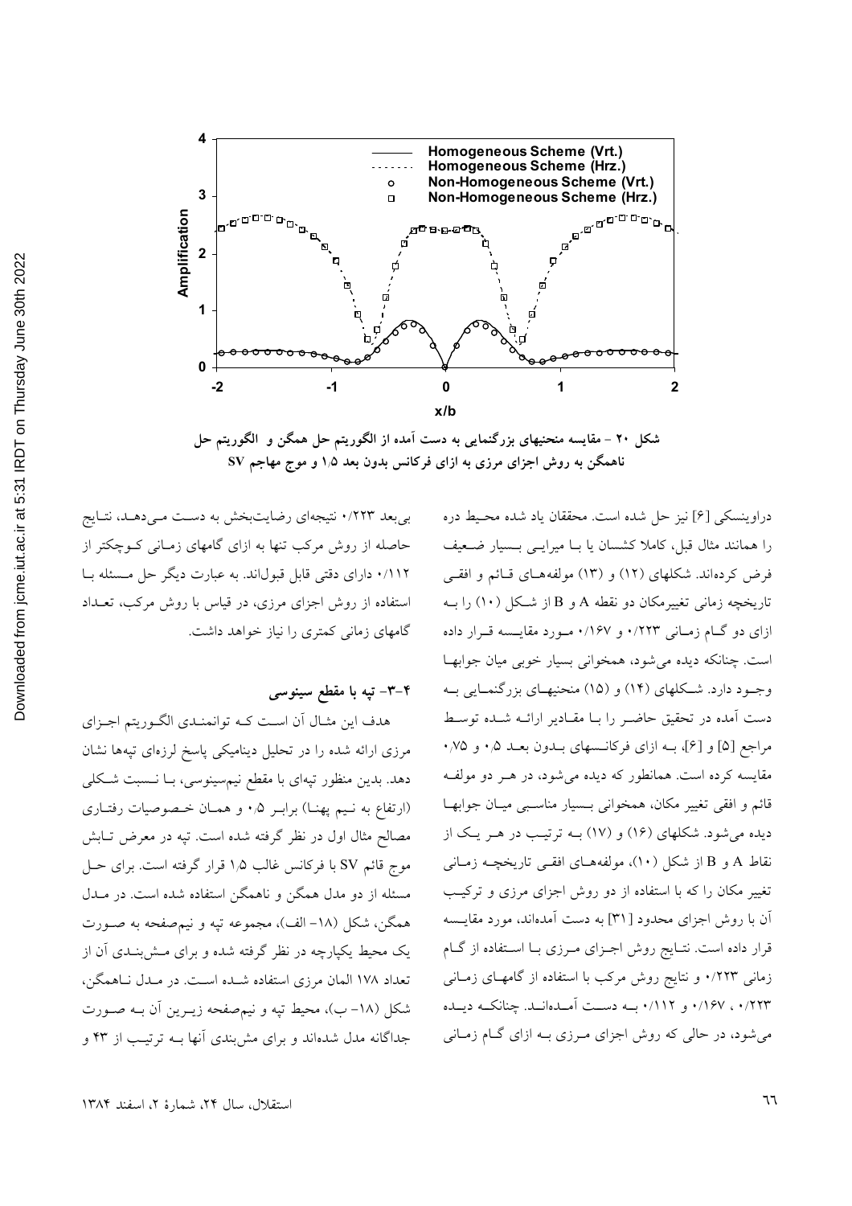شکل ۲۰ – مقایسه منحنیهای بزرگنمایی به دست آمده از الگوریتم حل همگن و الگوریتم حل ناهمگن به روش اجزای مرزی به ازای فرکانس بدون بعد ۱٫۵ و موج مهاجم SV

دراوینسکی [۶] نیز حل شده است. محققان یاد شده محیط دره را همانند مثال قبل، کاملا کشسان یا با میرایی بسیار ضعیف فرض کرده‌اند. شکلهای (۱۲) و (۱۳) مولفه‌های قائم و افقی تاریخچه زمانی تغییرمکان دو نقطه A و B از شکل (۱۰) را به ازای دو گام زمانی ۰/۲۲۳ و ۰/۱۶۷ مورد مقایسه قرار داده است. چنانکه دیده می‌شود، همخوانی بسیار خوبی میان جوابها وجود دارد. شکلهای (۱۴) و (۱۵) منحنیهای بزرگنمایی به دست آمده در تحقیق حاضر را با مقادیر ارائه شده توسط مراجع [۵] و [۶]، به ازای فرکانسهای بدون بعد ۰٫۵ و ۰٫۷۵ مقایسه کرده است. همانطور که دیده می‌شود، در هر دو مولفه قائم و افقی تغییر مکان، همخوانی بسیار مناسبی میان جوابها دیده می‌شود. شکلهای (۱۶) و (۱۷) به ترتیب در هر یک از نقاط A و B از شکل (۱۰)، مولفه‌های افقی تاریخچه زمانی تغییر مکان را که با استفاده از دو روش اجزای مرزی و ترکیب آن با روش اجزای محدود [۳۱] به دست آمده‌اند، مورد مقایسه قرار داده است. نتایج روش اجزای مرزی با استفاده از گام زمانی ۰/۲۲۳ و نتایج روش مرکب با استفاده از گامهای زمانی ۰/۲۲۳ ، ۰/۱۶۷ و ۰/۱۱۲ به دست آمده‌اند. چنانکه دیده می‌شود، در حالی که روش اجزای مرزی به ازای گام زمانی بی‌بعد ۰/۲۲۳ نتیجه‌ای رضایت‌بخش به دست می‌دهد، نتایج حاصله از روش مرکب تنها به ازای گامهای زمانی کوچکتر از ۰/۱۱۲ دارای دقتی قابل قبول‌اند. به عبارت دیگر حل مسئله با استفاده از روش اجزای مرزی، در قیاس با روش مرکب، تعداد گامهای زمانی کمتری را نیاز خواهد داشت.

## ۴-۳- تپه با مقطع سینوسی

هدف این مثال آن است که توانمندی الگوریتم اجزای مرزی ارائه شده را در تحلیل دینامیکی پاسخ لرزه‌ای تپه‌ها نشان دهد. بدین منظور تپه‌ای با مقطع نیم‌سینوسی، با نسبت شکلی (ارتفاع به نیم پهنا) برابر ۰٫۵ و همان خصوصیات رفتاری مصالح مثال اول در نظر گرفته شده است. تپه در معرض تابش موج قائم SV با فرکانس غالب ۱٫۵ قرار گرفته است. برای حل مسئله از دو مدل همگن و ناهمگن استفاده شده است. در مدل همگن، شکل (۱۸- الف)، مجموعه تپه و نیم‌صفحه به صورت یک محیط یکپارچه در نظر گرفته شده و برای مش‌بندی آن از تعداد ۱۷۸ المان مرزی استفاده شده است. در مدل ناهمگن، شکل (۱۸- ب)، محیط تپه و نیم‌صفحه زیرین آن به صورت جداگانه مدل شده‌اند و برای مش‌بندی آنها به ترتیب از ۴۳ و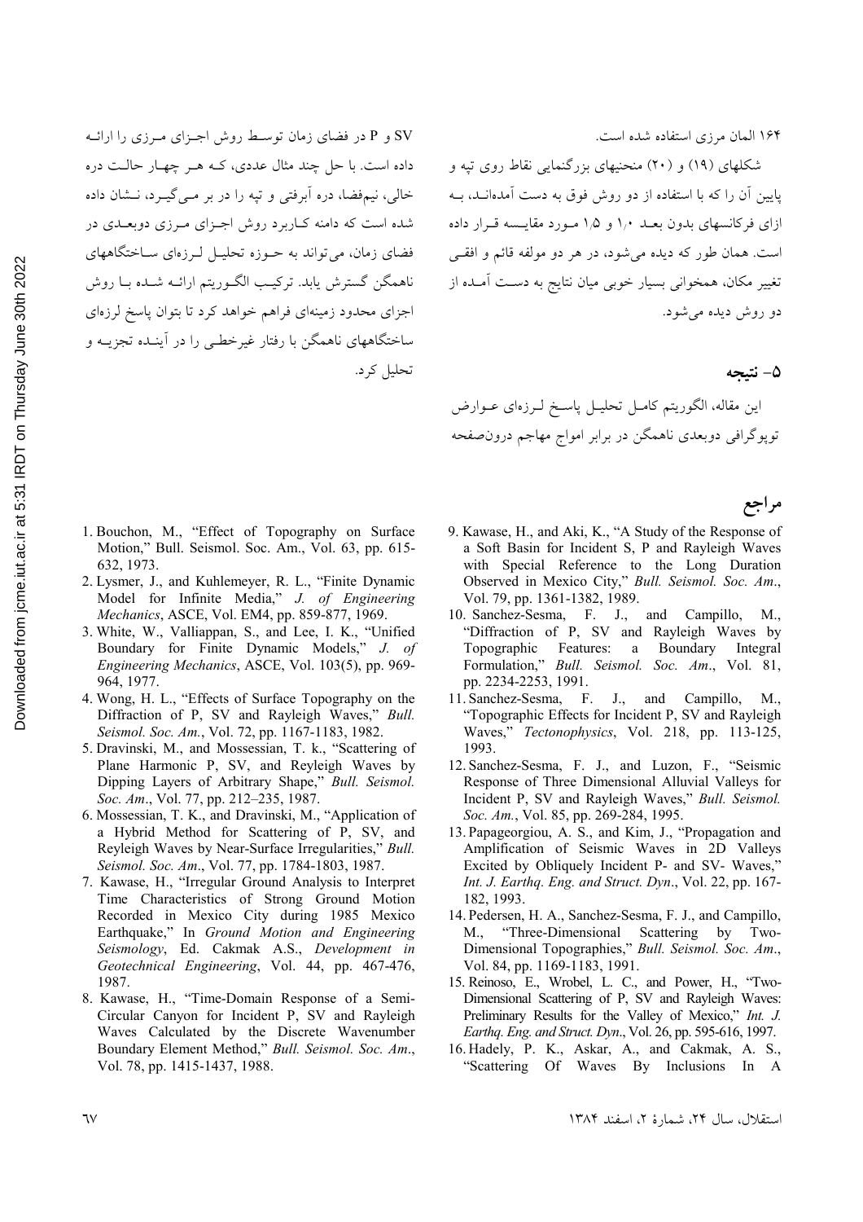۱۶۴ المان مرزی استفاده شده است.

شکلهای (۱۹) و (۲۰) منحنیهای بزرگنمایی نقاط روی تپه و پایین آن را که با استفاده از دو روش فوق به دست آمده‌اند، به ازای فرکانسهای بدون بعد ۱٫۰ و ۱٫۵ مورد مقایسه قرار داده است. همان طور که دیده می‌شود، در هر دو مولفه قائم و افقی تغییر مکان، همخوانی بسیار خوبی میان نتایج به دست آمده از دو روش دیده می‌شود.

## ۵- نتیجه

این مقاله، الگوریتم کامل تحلیل پاسخ لرزه‌ای عوارض توپوگرافی دوبعدی ناهمگن در برابر امواج مهاجم درون‌صفحه SV و P در فضای زمان توسط روش اجزای مرزی را ارائه داده است. با حل چند مثال عددی، که هر چهار حالت دره خالی، نیم‌فضا، دره آبرفتی و تپه را در بر می‌گیرد، نشان داده شده است که دامنه کاربرد روش اجزای مرزی دوبعدی در فضای زمان، می‌تواند به حوزه تحلیل لرزه‌ای ساختگاههای ناهمگن گسترش یابد. ترکیب الگوریتم ارائه شده با روش اجزای محدود زمینه‌ای فراهم خواهد کرد تا بتوان پاسخ لرزه‌ای ساختگاههای ناهمگن با رفتار غیرخطی را در آینده تجزیه و تحلیل کرد.

## مراجع

1. Bouchon, M., "Effect of Topography on Surface Motion," Bull. Seismol. Soc. Am., Vol. 63, pp. 615-632, 1973.
2. Lysmer, J., and Kuhlemeyer, R. L., "Finite Dynamic Model for Infinite Media," *J. of Engineering Mechanics*, ASCE, Vol. EM4, pp. 859-877, 1969.
3. White, W., Valliappan, S., and Lee, I. K., "Unified Boundary for Finite Dynamic Models," *J. of Engineering Mechanics*, ASCE, Vol. 103(5), pp. 969-964, 1977.
4. Wong, H. L., "Effects of Surface Topography on the Diffraction of P, SV and Rayleigh Waves," *Bull. Seismol. Soc. Am.*, Vol. 72, pp. 1167-1183, 1982.
5. Dravinski, M., and Mossessian, T. k., "Scattering of Plane Harmonic P, SV, and Reyleigh Waves by Dipping Layers of Arbitrary Shape," *Bull. Seismol. Soc. Am*., Vol. 77, pp. 212–235, 1987.
6. Mossessian, T. K., and Dravinski, M., "Application of a Hybrid Method for Scattering of P, SV, and Reyleigh Waves by Near-Surface Irregularities," *Bull. Seismol. Soc. Am*., Vol. 77, pp. 1784-1803, 1987.
7. Kawase, H., "Irregular Ground Analysis to Interpret Time Characteristics of Strong Ground Motion Recorded in Mexico City during 1985 Mexico Earthquake," In *Ground Motion and Engineering Seismology*, Ed. Cakmak A.S., *Development in Geotechnical Engineering*, Vol. 44, pp. 467-476, 1987.
8. Kawase, H., "Time-Domain Response of a Semi-Circular Canyon for Incident P, SV and Rayleigh Waves Calculated by the Discrete Wavenumber Boundary Element Method," *Bull. Seismol. Soc. Am*., Vol. 78, pp. 1415-1437, 1988.
9. Kawase, H., and Aki, K., "A Study of the Response of a Soft Basin for Incident S, P and Rayleigh Waves with Special Reference to the Long Duration Observed in Mexico City," *Bull. Seismol. Soc. Am*., Vol. 79, pp. 1361-1382, 1989.
10. Sanchez-Sesma, F. J., and Campillo, M., "Diffraction of P, SV and Rayleigh Waves by Topographic Features: a Boundary Integral Formulation," *Bull. Seismol. Soc. Am*., Vol. 81, pp. 2234-2253, 1991.
11. Sanchez-Sesma, F. J., and Campillo, M., "Topographic Effects for Incident P, SV and Rayleigh Waves," *Tectonophysics*, Vol. 218, pp. 113-125, 1993.
12. Sanchez-Sesma, F. J., and Luzon, F., "Seismic Response of Three Dimensional Alluvial Valleys for Incident P, SV and Rayleigh Waves," *Bull. Seismol. Soc. Am.*, Vol. 85, pp. 269-284, 1995.
13. Papageorgiou, A. S., and Kim, J., "Propagation and Amplification of Seismic Waves in 2D Valleys Excited by Obliquely Incident P- and SV- Waves," *Int. J. Earthq. Eng. and Struct. Dyn*., Vol. 22, pp. 167-182, 1993.
14. Pedersen, H. A., Sanchez-Sesma, F. J., and Campillo, M., "Three-Dimensional Scattering by Two-Dimensional Topographies," *Bull. Seismol. Soc. Am*., Vol. 84, pp. 1169-1183, 1991.
15. Reinoso, E., Wrobel, L. C., and Power, H., "Two-Dimensional Scattering of P, SV and Rayleigh Waves: Preliminary Results for the Valley of Mexico," *Int. J. Earthq. Eng. and Struct. Dyn*., Vol. 26, pp. 595-616, 1997.
16. Hadely, P. K., Askar, A., and Cakmak, A. S., "Scattering Of Waves By Inclusions In A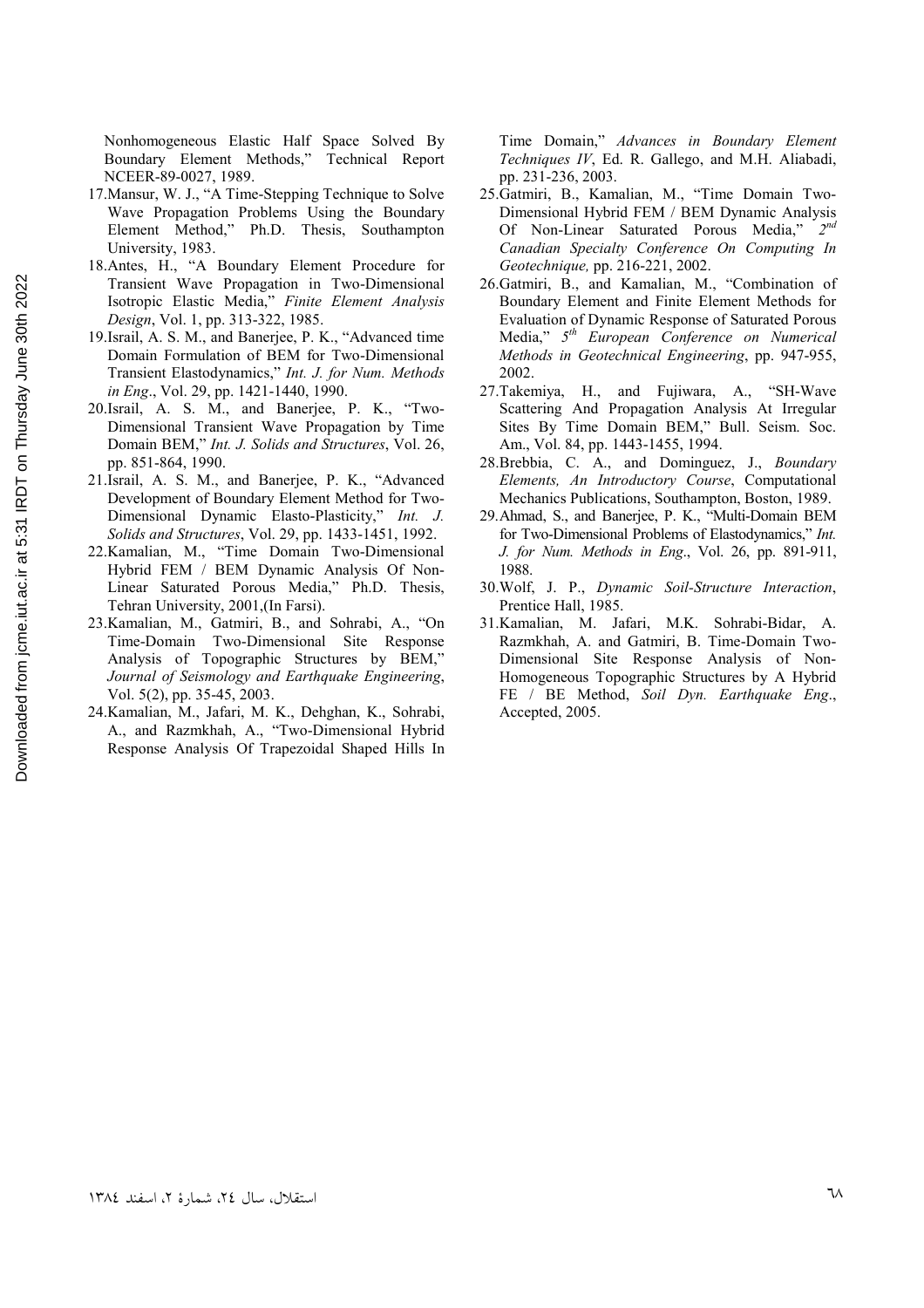Nonhomogeneous Elastic Half Space Solved By Boundary Element Methods," Technical Report NCEER-89-0027, 1989.

17. Mansur, W. J., "A Time-Stepping Technique to Solve Wave Propagation Problems Using the Boundary Element Method," Ph.D. Thesis, Southampton University, 1983.
18. Antes, H., "A Boundary Element Procedure for Transient Wave Propagation in Two-Dimensional Isotropic Elastic Media," *Finite Element Analysis Design*, Vol. 1, pp. 313-322, 1985.
19. Israil, A. S. M., and Banerjee, P. K., "Advanced time Domain Formulation of BEM for Two-Dimensional Transient Elastodynamics," *Int. J. for Num. Methods in Eng*., Vol. 29, pp. 1421-1440, 1990.
20. Israil, A. S. M., and Banerjee, P. K., "Two-Dimensional Transient Wave Propagation by Time Domain BEM," *Int. J. Solids and Structures*, Vol. 26, pp. 851-864, 1990.
21. Israil, A. S. M., and Banerjee, P. K., "Advanced Development of Boundary Element Method for Two-Dimensional Dynamic Elasto-Plasticity," *Int. J. Solids and Structures*, Vol. 29, pp. 1433-1451, 1992.
22. Kamalian, M., "Time Domain Two-Dimensional Hybrid FEM / BEM Dynamic Analysis Of Non-Linear Saturated Porous Media," Ph.D. Thesis, Tehran University, 2001,(In Farsi).
23. Kamalian, M., Gatmiri, B., and Sohrabi, A., "On Time-Domain Two-Dimensional Site Response Analysis of Topographic Structures by BEM," *Journal of Seismology and Earthquake Engineering*, Vol. 5(2), pp. 35-45, 2003.
24. Kamalian, M., Jafari, M. K., Dehghan, K., Sohrabi, A., and Razmkhah, A., "Two-Dimensional Hybrid Response Analysis Of Trapezoidal Shaped Hills In Time Domain," *Advances in Boundary Element Techniques IV*, Ed. R. Gallego, and M.H. Aliabadi, pp. 231-236, 2003.
25. Gatmiri, B., Kamalian, M., "Time Domain Two-Dimensional Hybrid FEM / BEM Dynamic Analysis Of Non-Linear Saturated Porous Media," *2nd Canadian Specialty Conference On Computing In Geotechnique,* pp. 216-221, 2002.
26. Gatmiri, B., and Kamalian, M., "Combination of Boundary Element and Finite Element Methods for Evaluation of Dynamic Response of Saturated Porous Media," *5th European Conference on Numerical Methods in Geotechnical Engineering*, pp. 947-955, 2002.
27. Takemiya, H., and Fujiwara, A., "SH-Wave Scattering And Propagation Analysis At Irregular Sites By Time Domain BEM," Bull. Seism. Soc. Am., Vol. 84, pp. 1443-1455, 1994.
28. Brebbia, C. A., and Dominguez, J., *Boundary Elements, An Introductory Course*, Computational Mechanics Publications, Southampton, Boston, 1989.
29. Ahmad, S., and Banerjee, P. K., "Multi-Domain BEM for Two-Dimensional Problems of Elastodynamics," *Int. J. for Num. Methods in Eng*., Vol. 26, pp. 891-911, 1988.
30. Wolf, J. P., *Dynamic Soil-Structure Interaction*, Prentice Hall, 1985.
31. Kamalian, M. Jafari, M.K. Sohrabi-Bidar, A. Razmkhah, A. and Gatmiri, B. Time-Domain Two-Dimensional Site Response Analysis of Non-Homogeneous Topographic Structures by A Hybrid FE / BE Method, *Soil Dyn. Earthquake Eng*., Accepted, 2005.